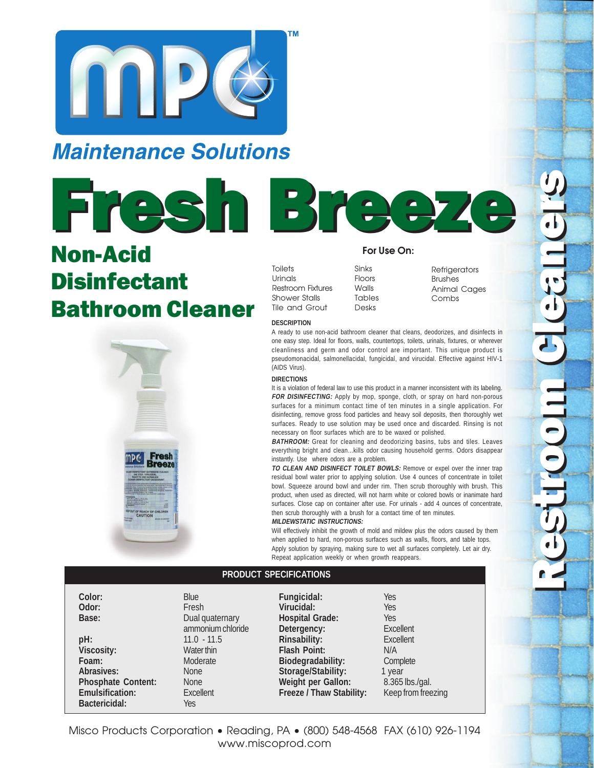MPC™

Maintenance Solutions

# Fresh Breeze

## Non-Acid Disinfectant Bathroom Cleaner

Restroom Cleaners

### For Use On:

| | | |
|---|---|---|
| Toilets | Sinks | Refrigerators |
| Urinals | Floors | Brushes |
| Restroom Fixtures | Walls | Animal Cages |
| Shower Stalls | Tables | Combs |
| Tile and Grout | Desks | |

**DESCRIPTION**

A ready to use non-acid bathroom cleaner that cleans, deodorizes, and disinfects in one easy step. Ideal for floors, walls, countertops, toilets, urinals, fixtures, or wherever cleanliness and germ and odor control are important. This unique product is pseudomonacidal, salmonellacidal, fungicidal, and virucidal. Effective against HIV-1 (AIDS Virus).

**DIRECTIONS**

It is a violation of federal law to use this product in a manner inconsistent with its labeling. ***FOR DISINFECTING:*** Apply by mop, sponge, cloth, or spray on hard non-porous surfaces for a minimum contact time of ten minutes in a single application. For disinfecting, remove gross food particles and heavy soil deposits, then thoroughly wet surfaces. Ready to use solution may be used once and discarded. Rinsing is not necessary on floor surfaces which are to be waxed or polished.

***BATHROOM:*** Great for cleaning and deodorizing basins, tubs and tiles. Leaves everything bright and clean...kills odor causing household germs. Odors disappear instantly. Use where odors are a problem.

***TO CLEAN AND DISINFECT TOILET BOWLS:*** Remove or expel over the inner trap residual bowl water prior to applying solution. Use 4 ounces of concentrate in toilet bowl. Squeeze around bowl and under rim. Then scrub thoroughly with brush. This product, when used as directed, will not harm white or colored bowls or inanimate hard surfaces. Close cap on container after use. For urinals - add 4 ounces of concentrate, then scrub thoroughly with a brush for a contact time of ten minutes.

***MILDEWSTATIC INSTRUCTIONS:***

Will effectively inhibit the growth of mold and mildew plus the odors caused by them when applied to hard, non-porous surfaces such as walls, floors, and table tops. Apply solution by spraying, making sure to wet all surfaces completely. Let air dry. Repeat application weekly or when growth reappears.

**PRODUCT SPECIFICATIONS**

| | | | |
|---|---|---|---|
| **Color:** | Blue | **Fungicidal:** | Yes |
| **Odor:** | Fresh | **Virucidal:** | Yes |
| **Base:** | Dual quaternary ammonium chloride | **Hospital Grade:** | Yes |
| | | **Detergency:** | Excellent |
| **pH:** | 11.0 - 11.5 | **Rinsability:** | Excellent |
| **Viscosity:** | Water thin | **Flash Point:** | N/A |
| **Foam:** | Moderate | **Biodegradability:** | Complete |
| **Abrasives:** | None | **Storage/Stability:** | 1 year |
| **Phosphate Content:** | None | **Weight per Gallon:** | 8.365 lbs./gal. |
| **Emulsification:** | Excellent | **Freeze / Thaw Stability:** | Keep from freezing |
| **Bactericidal:** | Yes | | |

Misco Products Corporation • Reading, PA • (800) 548-4568 FAX (610) 926-1194
www.miscoprod.com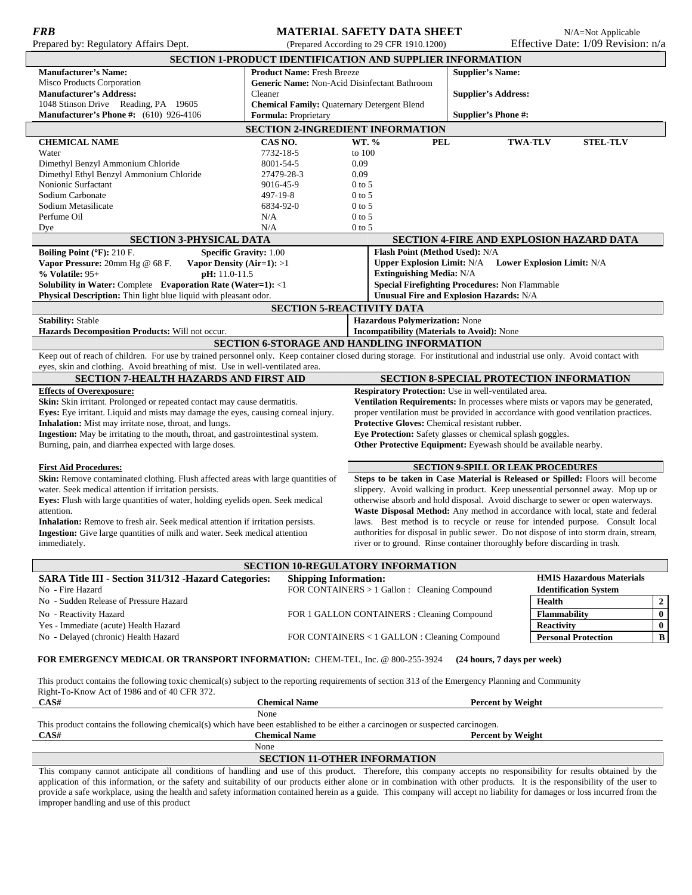*FRB*

Prepared by: Regulatory Affairs Dept.

**MATERIAL SAFETY DATA SHEET**

(Prepared According to 29 CFR 1910.1200)

N/A=Not Applicable

Effective Date: 1/09 Revision: n/a

## SECTION 1-PRODUCT IDENTIFICATION AND SUPPLIER INFORMATION

**Manufacturer's Name:** Misco Products Corporation
**Manufacturer's Address:** 1048 Stinson Drive Reading, PA 19605
**Manufacturer's Phone #:** (610) 926-4106

**Product Name:** Fresh Breeze
**Generic Name:** Non-Acid Disinfectant Bathroom Cleaner
**Chemical Family:** Quaternary Detergent Blend
**Formula:** Proprietary

**Supplier's Name:**
**Supplier's Address:**
**Supplier's Phone #:**

## SECTION 2-INGREDIENT INFORMATION

| CHEMICAL NAME | CAS NO. | WT. % | PEL | TWA-TLV | STEL-TLV |
|---|---|---|---|---|---|
| Water | 7732-18-5 | to 100 | | | |
| Dimethyl Benzyl Ammonium Chloride | 8001-54-5 | 0.09 | | | |
| Dimethyl Ethyl Benzyl Ammonium Chloride | 27479-28-3 | 0.09 | | | |
| Nonionic Surfactant | 9016-45-9 | 0 to 5 | | | |
| Sodium Carbonate | 497-19-8 | 0 to 5 | | | |
| Sodium Metasilicate | 6834-92-0 | 0 to 5 | | | |
| Perfume Oil | N/A | 0 to 5 | | | |
| Dye | N/A | 0 to 5 | | | |

## SECTION 3-PHYSICAL DATA

**Boiling Point (°F):** 210 F. **Specific Gravity:** 1.00
**Vapor Pressure:** 20mm Hg @ 68 F. **Vapor Density (Air=1):** >1
**% Volatile:** 95+ **pH:** 11.0-11.5
**Solubility in Water:** Complete **Evaporation Rate (Water=1):** <1
**Physical Description:** Thin light blue liquid with pleasant odor.

## SECTION 4-FIRE AND EXPLOSION HAZARD DATA

**Flash Point (Method Used):** N/A
**Upper Explosion Limit:** N/A **Lower Explosion Limit:** N/A
**Extinguishing Media:** N/A
**Special Firefighting Procedures:** Non Flammable
**Unusual Fire and Explosion Hazards:** N/A

## SECTION 5-REACTIVITY DATA

**Stability:** Stable
**Hazards Decomposition Products:** Will not occur.
**Hazardous Polymerization:** None
**Incompatibility (Materials to Avoid):** None

## SECTION 6-STORAGE AND HANDLING INFORMATION

Keep out of reach of children. For use by trained personnel only. Keep container closed during storage. For institutional and industrial use only. Avoid contact with eyes, skin and clothing. Avoid breathing of mist. Use in well-ventilated area.

## SECTION 7-HEALTH HAZARDS AND FIRST AID

**Effects of Overexposure:**

**Skin:** Skin irritant. Prolonged or repeated contact may cause dermatitis.
**Eyes:** Eye irritant. Liquid and mists may damage the eyes, causing corneal injury.
**Inhalation:** Mist may irritate nose, throat, and lungs.
**Ingestion:** May be irritating to the mouth, throat, and gastrointestinal system. Burning, pain, and diarrhea expected with large doses.

**First Aid Procedures:**

**Skin:** Remove contaminated clothing. Flush affected areas with large quantities of water. Seek medical attention if irritation persists.
**Eyes:** Flush with large quantities of water, holding eyelids open. Seek medical attention.
**Inhalation:** Remove to fresh air. Seek medical attention if irritation persists.
**Ingestion:** Give large quantities of milk and water. Seek medical attention immediately.

## SECTION 8-SPECIAL PROTECTION INFORMATION

**Respiratory Protection:** Use in well-ventilated area.
**Ventilation Requirements:** In processes where mists or vapors may be generated, proper ventilation must be provided in accordance with good ventilation practices.
**Protective Gloves:** Chemical resistant rubber.
**Eye Protection:** Safety glasses or chemical splash goggles.
**Other Protective Equipment:** Eyewash should be available nearby.

## SECTION 9-SPILL OR LEAK PROCEDURES

**Steps to be taken in Case Material is Released or Spilled:** Floors will become slippery. Avoid walking in product. Keep unessential personnel away. Mop up or otherwise absorb and hold disposal. Avoid discharge to sewer or open waterways.
**Waste Disposal Method:** Any method in accordance with local, state and federal laws. Best method is to recycle or reuse for intended purpose. Consult local authorities for disposal in public sewer. Do not dispose of into storm drain, stream, river or to ground. Rinse container thoroughly before discarding in trash.

## SECTION 10-REGULATORY INFORMATION

**SARA Title III - Section 311/312 -Hazard Categories:**
No - Fire Hazard
No - Sudden Release of Pressure Hazard
No - Reactivity Hazard
Yes - Immediate (acute) Health Hazard
No - Delayed (chronic) Health Hazard

**Shipping Information:**
FOR CONTAINERS > 1 Gallon : Cleaning Compound
FOR 1 GALLON CONTAINERS : Cleaning Compound
FOR CONTAINERS < 1 GALLON : Cleaning Compound

**HMIS Hazardous Materials Identification System**

| | |
|---|---|
| Health | 2 |
| Flammability | 0 |
| Reactivity | 0 |
| Personal Protection | B |

**FOR EMERGENCY MEDICAL OR TRANSPORT INFORMATION:** CHEM-TEL, Inc. @ 800-255-3924 **(24 hours, 7 days per week)**

This product contains the following toxic chemical(s) subject to the reporting requirements of section 313 of the Emergency Planning and Community Right-To-Know Act of 1986 and of 40 CFR 372.

| CAS# | Chemical Name | Percent by Weight |
|---|---|---|
| | None | |

This product contains the following chemical(s) which have been established to be either a carcinogen or suspected carcinogen.

| CAS# | Chemical Name | Percent by Weight |
|---|---|---|
| | None | |

## SECTION 11-OTHER INFORMATION

This company cannot anticipate all conditions of handling and use of this product. Therefore, this company accepts no responsibility for results obtained by the application of this information, or the safety and suitability of our products either alone or in combination with other products. It is the responsibility of the user to provide a safe workplace, using the health and safety information contained herein as a guide. This company will accept no liability for damages or loss incurred from the improper handling and use of this product